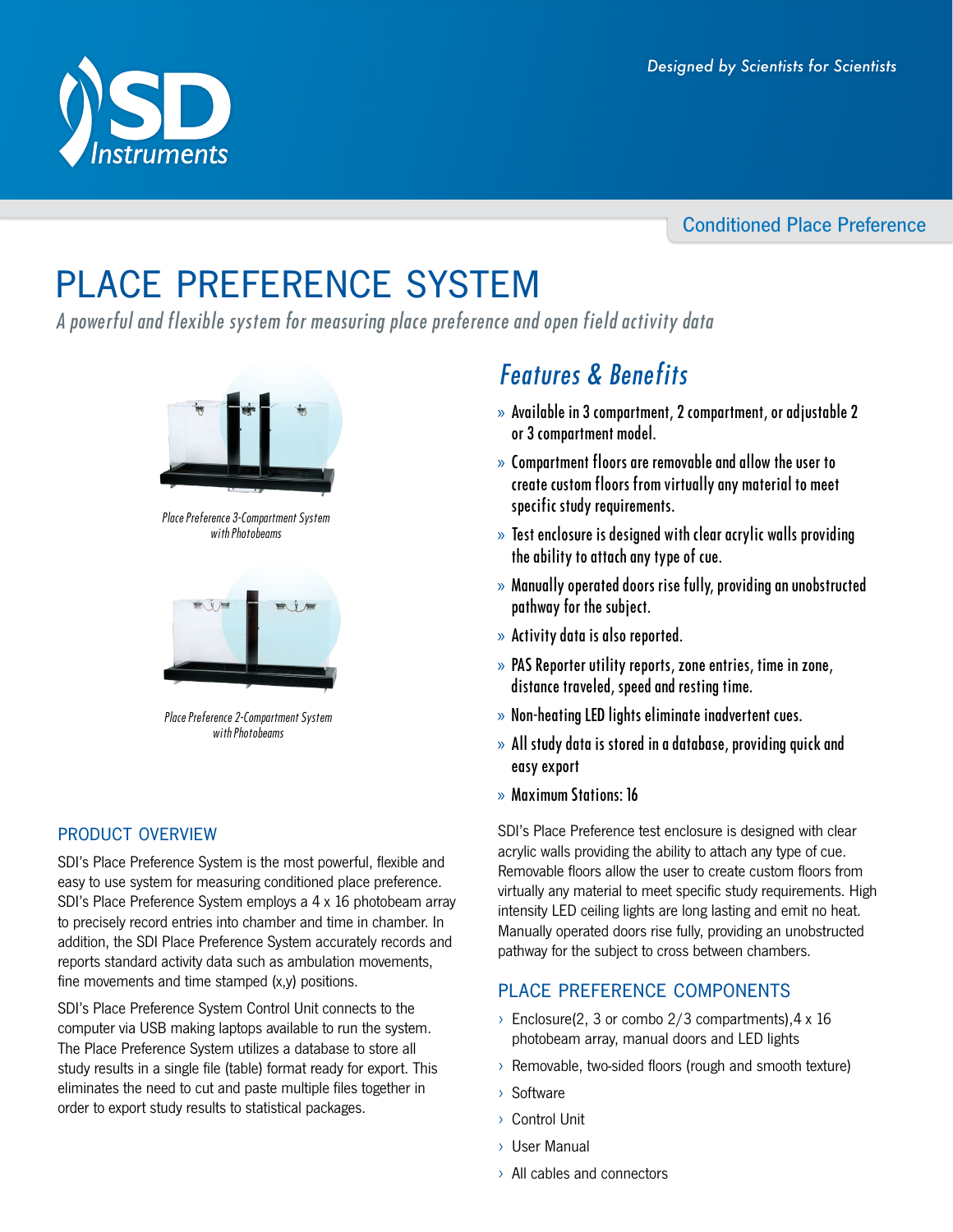Designed by Scientists for Scientists

Conditioned Place Preference

# PLACE PREFERENCE SYSTEM

*A powerful and flexible system for measuring place preference and open field activity data*

*Place Preference 3-Compartment System with Photobeams*

*Place Preference 2-Compartment System with Photobeams*

## PRODUCT OVERVIEW

SDI's Place Preference System is the most powerful, flexible and easy to use system for measuring conditioned place preference. SDI's Place Preference System employs a 4 x 16 photobeam array to precisely record entries into chamber and time in chamber. In addition, the SDI Place Preference System accurately records and reports standard activity data such as ambulation movements, fine movements and time stamped (x,y) positions.

SDI's Place Preference System Control Unit connects to the computer via USB making laptops available to run the system. The Place Preference System utilizes a database to store all study results in a single file (table) format ready for export. This eliminates the need to cut and paste multiple files together in order to export study results to statistical packages.

## *Features & Benefits*

- Available in 3 compartment, 2 compartment, or adjustable 2 or 3 compartment model.
- Compartment floors are removable and allow the user to create custom floors from virtually any material to meet specific study requirements.
- Test enclosure is designed with clear acrylic walls providing the ability to attach any type of cue.
- Manually operated doors rise fully, providing an unobstructed pathway for the subject.
- Activity data is also reported.
- PAS Reporter utility reports, zone entries, time in zone, distance traveled, speed and resting time.
- Non-heating LED lights eliminate inadvertent cues.
- All study data is stored in a database, providing quick and easy export
- Maximum Stations: 16

SDI's Place Preference test enclosure is designed with clear acrylic walls providing the ability to attach any type of cue. Removable floors allow the user to create custom floors from virtually any material to meet specific study requirements. High intensity LED ceiling lights are long lasting and emit no heat. Manually operated doors rise fully, providing an unobstructed pathway for the subject to cross between chambers.

## PLACE PREFERENCE COMPONENTS

- Enclosure(2, 3 or combo 2/3 compartments),4 x 16 photobeam array, manual doors and LED lights
- Removable, two-sided floors (rough and smooth texture)
- Software
- Control Unit
- User Manual
- All cables and connectors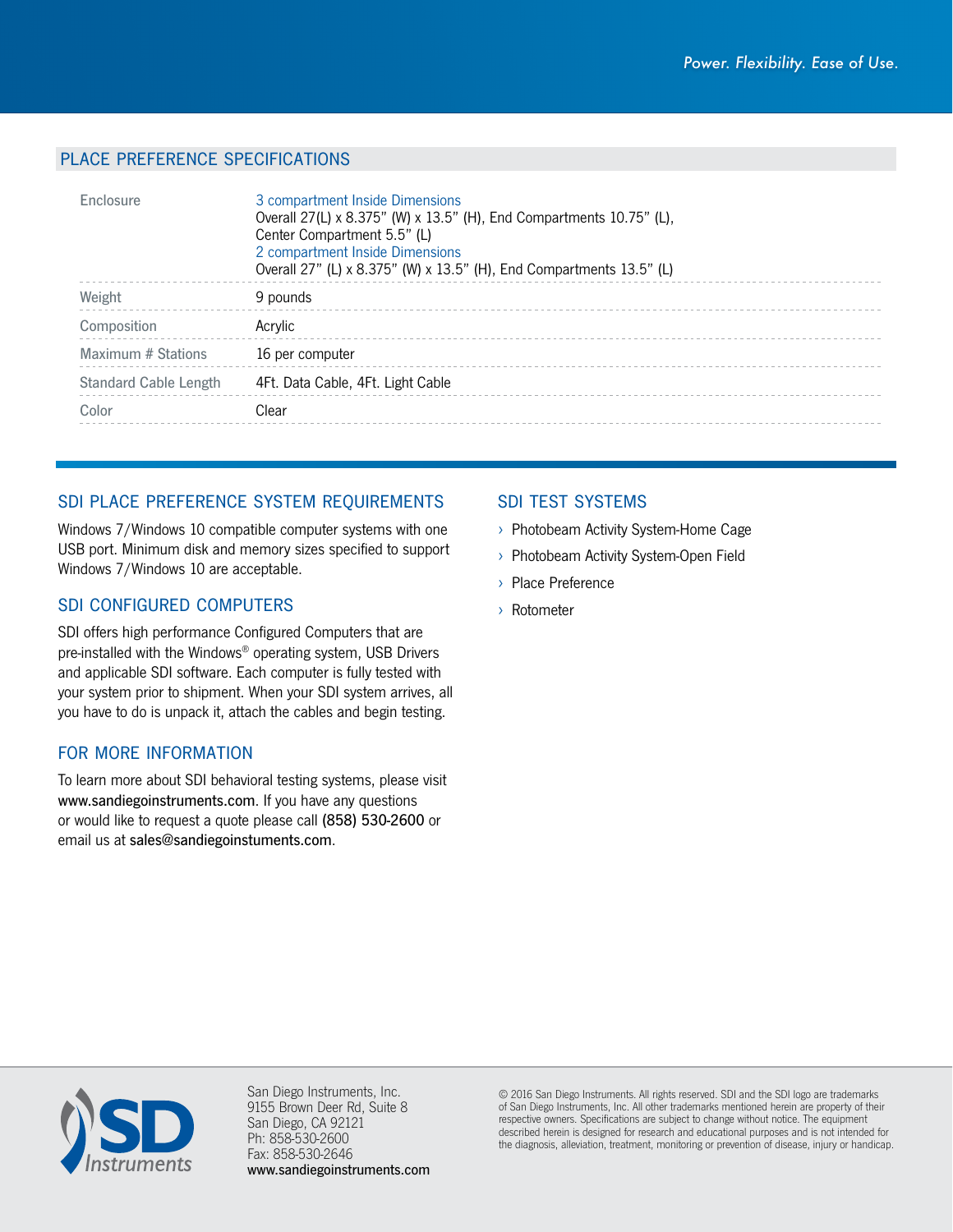## PLACE PREFERENCE SPECIFICATIONS

| | |
|---|---|
| Enclosure | 3 compartment Inside Dimensions<br>Overall 27(L) x 8.375" (W) x 13.5" (H), End Compartments 10.75" (L), Center Compartment 5.5" (L)<br>2 compartment Inside Dimensions<br>Overall 27" (L) x 8.375" (W) x 13.5" (H), End Compartments 13.5" (L) |
| Weight | 9 pounds |
| Composition | Acrylic |
| Maximum # Stations | 16 per computer |
| Standard Cable Length | 4Ft. Data Cable, 4Ft. Light Cable |
| Color | Clear |

## SDI PLACE PREFERENCE SYSTEM REQUIREMENTS

Windows 7/Windows 10 compatible computer systems with one USB port. Minimum disk and memory sizes specified to support Windows 7/Windows 10 are acceptable.

## SDI CONFIGURED COMPUTERS

SDI offers high performance Configured Computers that are pre-installed with the Windows® operating system, USB Drivers and applicable SDI software. Each computer is fully tested with your system prior to shipment. When your SDI system arrives, all you have to do is unpack it, attach the cables and begin testing.

## FOR MORE INFORMATION

To learn more about SDI behavioral testing systems, please visit **www.sandiegoinstruments.com**. If you have any questions or would like to request a quote please call **(858) 530-2600** or email us at **sales@sandiegoinstuments.com**.

## SDI TEST SYSTEMS

- Photobeam Activity System-Home Cage
- Photobeam Activity System-Open Field
- Place Preference
- Rotometer

SD Instruments

San Diego Instruments, Inc.
9155 Brown Deer Rd, Suite 8
San Diego, CA 92121
Ph: 858-530-2600
Fax: 858-530-2646
www.sandiegoinstruments.com

© 2016 San Diego Instruments. All rights reserved. SDI and the SDI logo are trademarks of San Diego Instruments, Inc. All other trademarks mentioned herein are property of their respective owners. Specifications are subject to change without notice. The equipment described herein is designed for research and educational purposes and is not intended for the diagnosis, alleviation, treatment, monitoring or prevention of disease, injury or handicap.